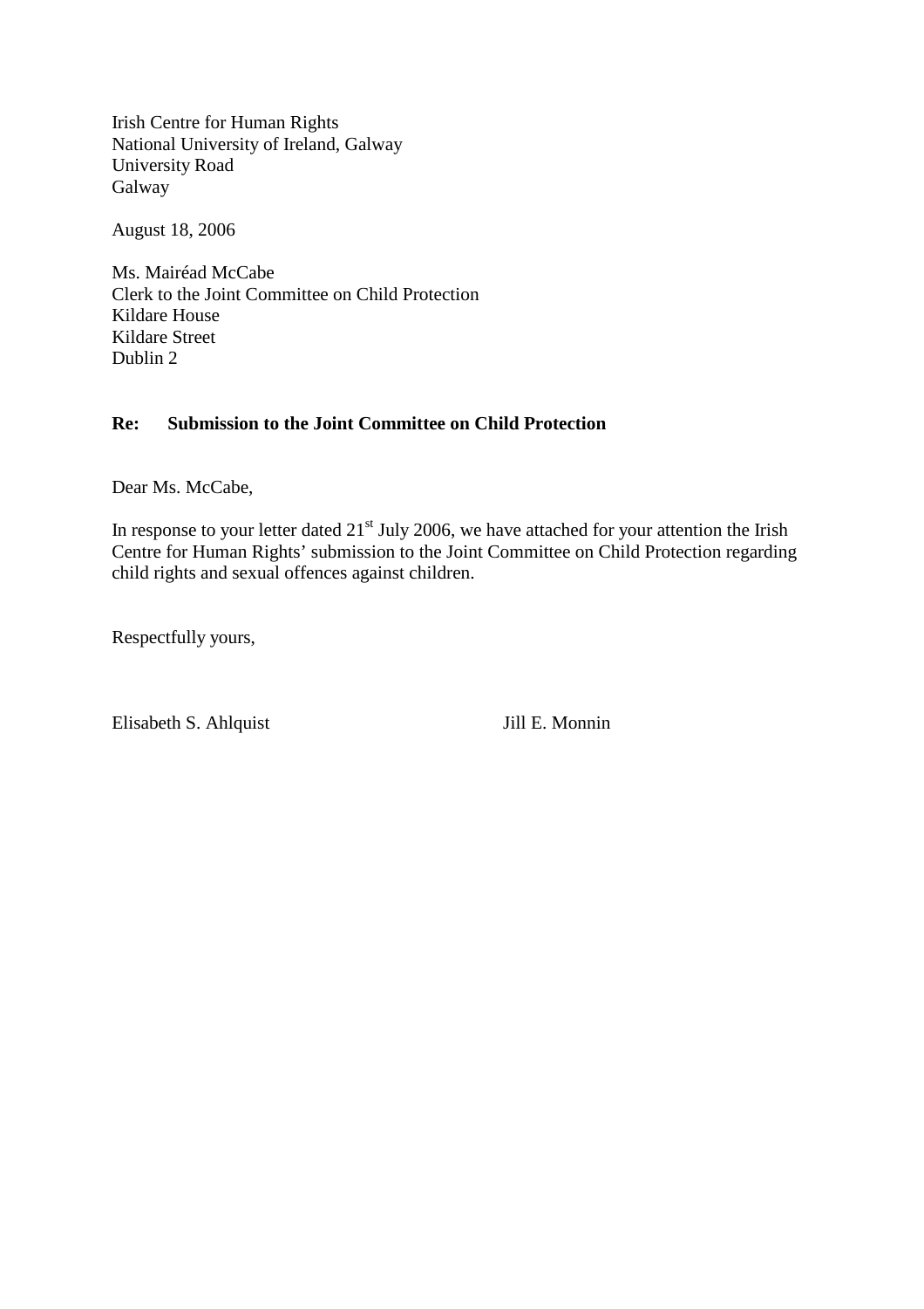Irish Centre for Human Rights
National University of Ireland, Galway
University Road
Galway

August 18, 2006

Ms. Mairéad McCabe
Clerk to the Joint Committee on Child Protection
Kildare House
Kildare Street
Dublin 2

**Re: Submission to the Joint Committee on Child Protection**

Dear Ms. McCabe,

In response to your letter dated 21st July 2006, we have attached for your attention the Irish Centre for Human Rights' submission to the Joint Committee on Child Protection regarding child rights and sexual offences against children.

Respectfully yours,

Elisabeth S. Ahlquist Jill E. Monnin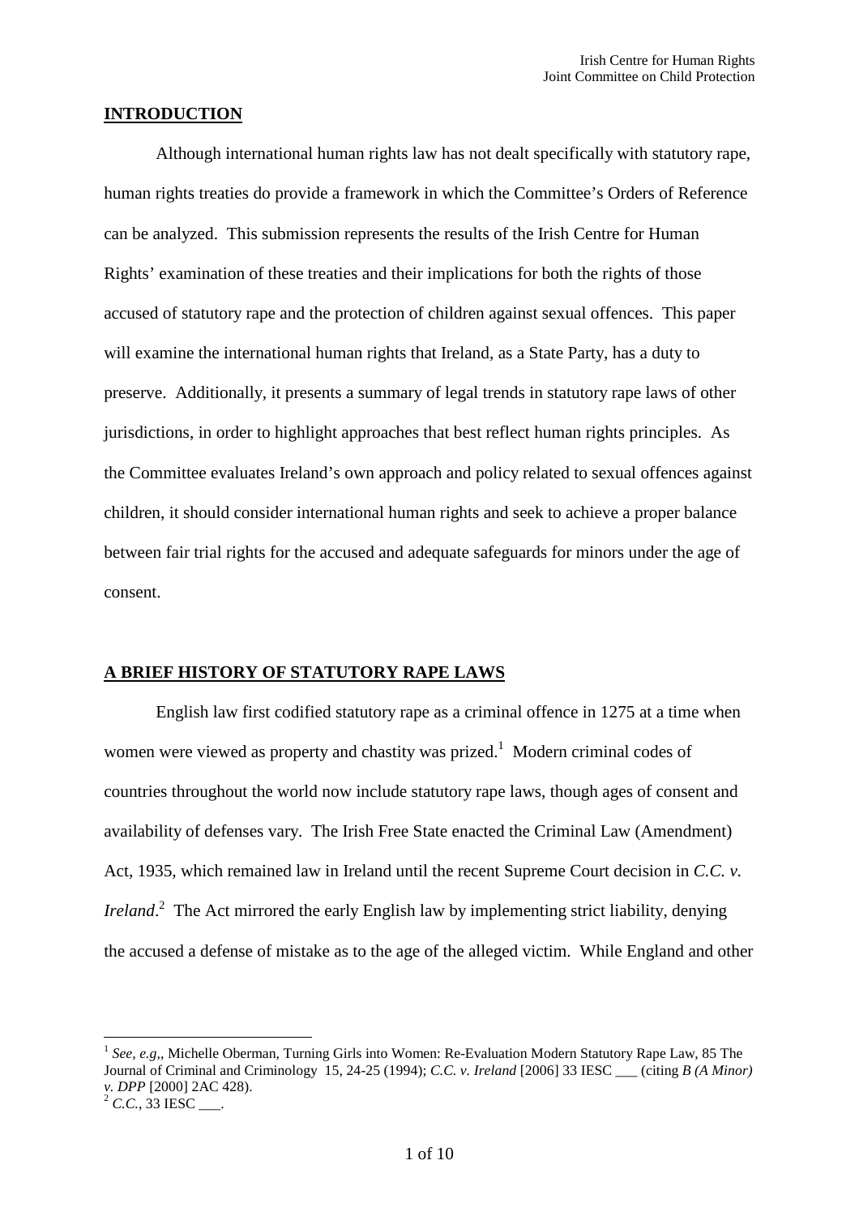## INTRODUCTION

Although international human rights law has not dealt specifically with statutory rape, human rights treaties do provide a framework in which the Committee's Orders of Reference can be analyzed. This submission represents the results of the Irish Centre for Human Rights' examination of these treaties and their implications for both the rights of those accused of statutory rape and the protection of children against sexual offences. This paper will examine the international human rights that Ireland, as a State Party, has a duty to preserve. Additionally, it presents a summary of legal trends in statutory rape laws of other jurisdictions, in order to highlight approaches that best reflect human rights principles. As the Committee evaluates Ireland's own approach and policy related to sexual offences against children, it should consider international human rights and seek to achieve a proper balance between fair trial rights for the accused and adequate safeguards for minors under the age of consent.

## A BRIEF HISTORY OF STATUTORY RAPE LAWS

English law first codified statutory rape as a criminal offence in 1275 at a time when women were viewed as property and chastity was prized.[1] Modern criminal codes of countries throughout the world now include statutory rape laws, though ages of consent and availability of defenses vary. The Irish Free State enacted the Criminal Law (Amendment) Act, 1935, which remained law in Ireland until the recent Supreme Court decision in *C.C. v. Ireland*.[2] The Act mirrored the early English law by implementing strict liability, denying the accused a defense of mistake as to the age of the alleged victim. While England and other

---

[1] *See*, *e.g*,, Michelle Oberman, Turning Girls into Women: Re-Evaluation Modern Statutory Rape Law, 85 The Journal of Criminal and Criminology 15, 24-25 (1994); *C.C. v. Ireland* [2006] 33 IESC ___ (citing *B (A Minor) v. DPP* [2000] 2AC 428).

[2] *C.C.*, 33 IESC ___.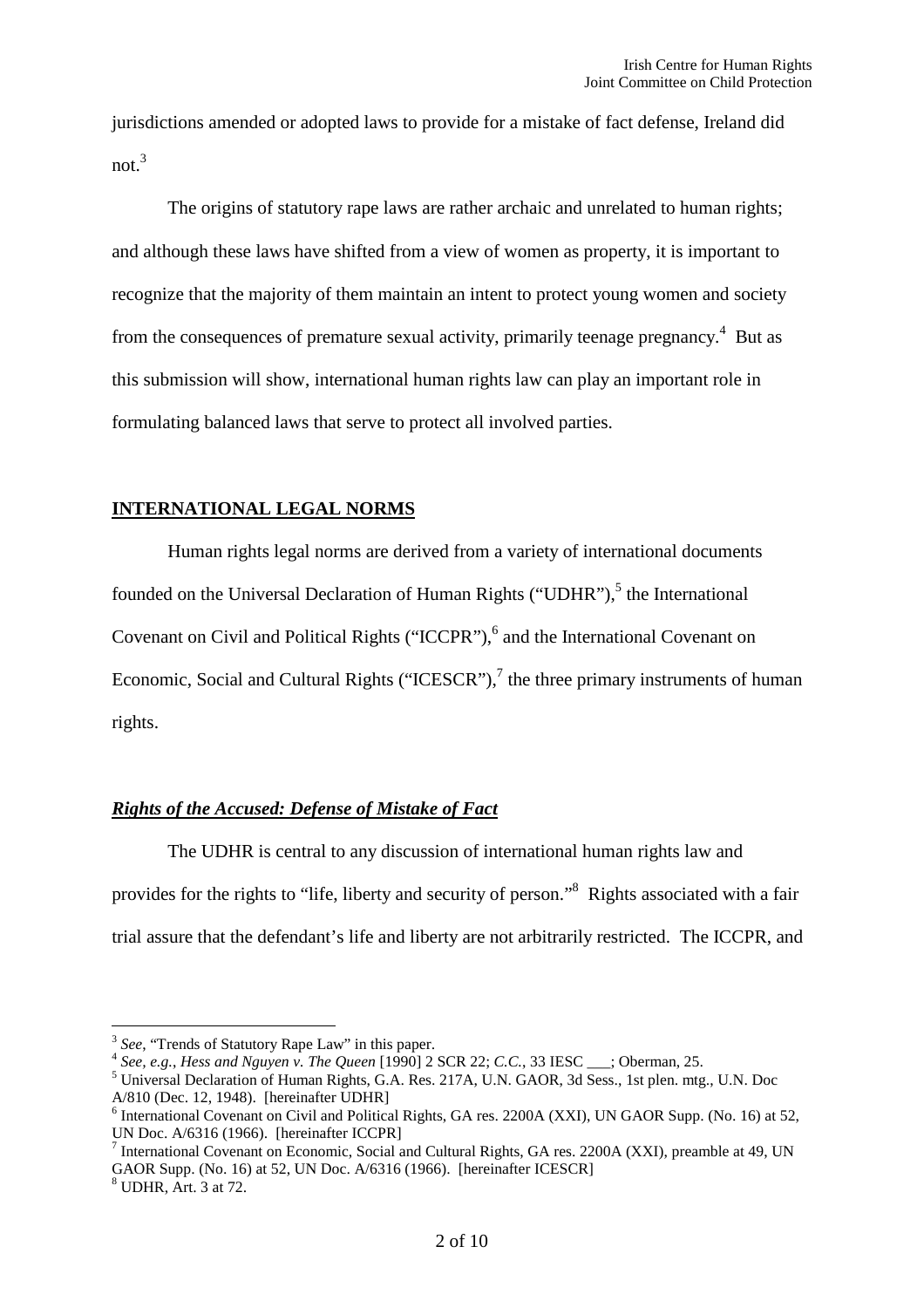jurisdictions amended or adopted laws to provide for a mistake of fact defense, Ireland did not.[3]

The origins of statutory rape laws are rather archaic and unrelated to human rights; and although these laws have shifted from a view of women as property, it is important to recognize that the majority of them maintain an intent to protect young women and society from the consequences of premature sexual activity, primarily teenage pregnancy.[4] But as this submission will show, international human rights law can play an important role in formulating balanced laws that serve to protect all involved parties.

## INTERNATIONAL LEGAL NORMS

Human rights legal norms are derived from a variety of international documents founded on the Universal Declaration of Human Rights ("UDHR"),[5] the International Covenant on Civil and Political Rights ("ICCPR"),[6] and the International Covenant on Economic, Social and Cultural Rights ("ICESCR"),[7] the three primary instruments of human rights.

### *Rights of the Accused: Defense of Mistake of Fact*

The UDHR is central to any discussion of international human rights law and provides for the rights to "life, liberty and security of person."[8] Rights associated with a fair trial assure that the defendant's life and liberty are not arbitrarily restricted. The ICCPR, and

---

[3] *See*, "Trends of Statutory Rape Law" in this paper.

[4] *See, e.g.*, *Hess and Nguyen v. The Queen* [1990] 2 SCR 22; *C.C.*, 33 IESC ___; Oberman, 25.

[5] Universal Declaration of Human Rights, G.A. Res. 217A, U.N. GAOR, 3d Sess., 1st plen. mtg., U.N. Doc A/810 (Dec. 12, 1948). [hereinafter UDHR]

[6] International Covenant on Civil and Political Rights, GA res. 2200A (XXI), UN GAOR Supp. (No. 16) at 52, UN Doc. A/6316 (1966). [hereinafter ICCPR]

[7] International Covenant on Economic, Social and Cultural Rights, GA res. 2200A (XXI), preamble at 49, UN GAOR Supp. (No. 16) at 52, UN Doc. A/6316 (1966). [hereinafter ICESCR]

[8] UDHR, Art. 3 at 72.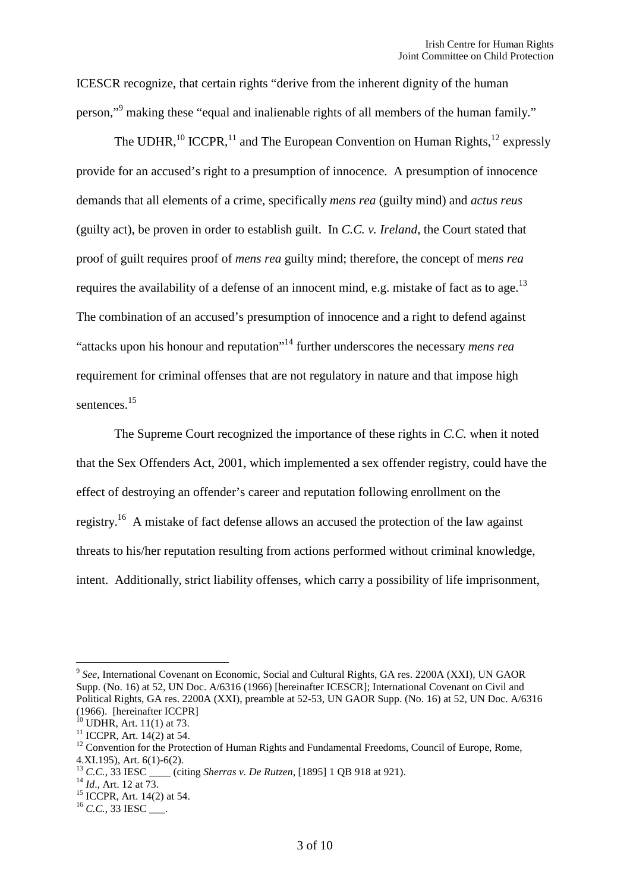ICESCR recognize, that certain rights "derive from the inherent dignity of the human person,"[9] making these "equal and inalienable rights of all members of the human family."

The UDHR,[10] ICCPR,[11] and The European Convention on Human Rights,[12] expressly provide for an accused's right to a presumption of innocence. A presumption of innocence demands that all elements of a crime, specifically *mens rea* (guilty mind) and *actus reus* (guilty act), be proven in order to establish guilt. In *C.C. v. Ireland*, the Court stated that proof of guilt requires proof of *mens rea* guilty mind; therefore, the concept of m*ens rea* requires the availability of a defense of an innocent mind, e.g. mistake of fact as to age.[13] The combination of an accused's presumption of innocence and a right to defend against "attacks upon his honour and reputation"[14] further underscores the necessary *mens rea* requirement for criminal offenses that are not regulatory in nature and that impose high sentences.[15]

The Supreme Court recognized the importance of these rights in *C.C.* when it noted that the Sex Offenders Act, 2001, which implemented a sex offender registry, could have the effect of destroying an offender's career and reputation following enrollment on the registry.[16] A mistake of fact defense allows an accused the protection of the law against threats to his/her reputation resulting from actions performed without criminal knowledge, intent. Additionally, strict liability offenses, which carry a possibility of life imprisonment,

---

[9] *See*, International Covenant on Economic, Social and Cultural Rights, GA res. 2200A (XXI), UN GAOR Supp. (No. 16) at 52, UN Doc. A/6316 (1966) [hereinafter ICESCR]; International Covenant on Civil and Political Rights, GA res. 2200A (XXI), preamble at 52-53, UN GAOR Supp. (No. 16) at 52, UN Doc. A/6316 (1966). [hereinafter ICCPR]

[10] UDHR, Art. 11(1) at 73.

[11] ICCPR, Art. 14(2) at 54.

[12] Convention for the Protection of Human Rights and Fundamental Freedoms, Council of Europe, Rome, 4.XI.195), Art. 6(1)-6(2).

[13] *C.C.*, 33 IESC ____ (citing *Sherras v. De Rutzen*, [1895] 1 QB 918 at 921).

[14] *Id*., Art. 12 at 73.

[15] ICCPR, Art. 14(2) at 54.

[16] *C.C.*, 33 IESC ___.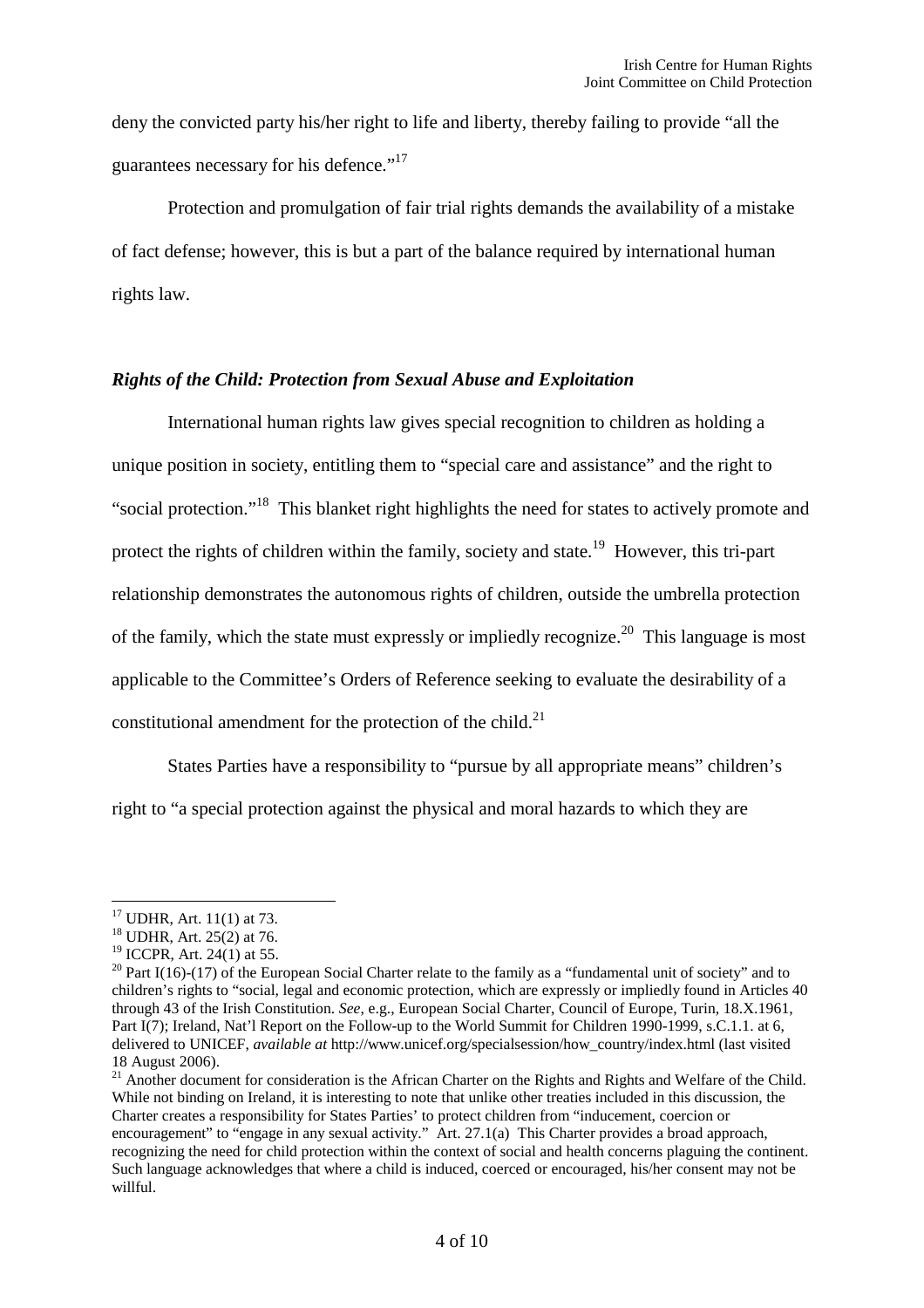deny the convicted party his/her right to life and liberty, thereby failing to provide "all the guarantees necessary for his defence."[17]

Protection and promulgation of fair trial rights demands the availability of a mistake of fact defense; however, this is but a part of the balance required by international human rights law.

### *Rights of the Child: Protection from Sexual Abuse and Exploitation*

International human rights law gives special recognition to children as holding a unique position in society, entitling them to "special care and assistance" and the right to "social protection."[18] This blanket right highlights the need for states to actively promote and protect the rights of children within the family, society and state.[19] However, this tri-part relationship demonstrates the autonomous rights of children, outside the umbrella protection of the family, which the state must expressly or impliedly recognize.[20] This language is most applicable to the Committee's Orders of Reference seeking to evaluate the desirability of a constitutional amendment for the protection of the child.[21]

States Parties have a responsibility to "pursue by all appropriate means" children's right to "a special protection against the physical and moral hazards to which they are

---

[17] UDHR, Art. 11(1) at 73.

[18] UDHR, Art. 25(2) at 76.

[19] ICCPR, Art. 24(1) at 55.

[20] Part I(16)-(17) of the European Social Charter relate to the family as a "fundamental unit of society" and to children's rights to "social, legal and economic protection, which are expressly or impliedly found in Articles 40 through 43 of the Irish Constitution. *See*, e.g., European Social Charter, Council of Europe, Turin, 18.X.1961, Part I(7); Ireland, Nat'l Report on the Follow-up to the World Summit for Children 1990-1999, s.C.1.1. at 6, delivered to UNICEF, *available at* http://www.unicef.org/specialsession/how_country/index.html (last visited 18 August 2006).

[21] Another document for consideration is the African Charter on the Rights and Rights and Welfare of the Child. While not binding on Ireland, it is interesting to note that unlike other treaties included in this discussion, the Charter creates a responsibility for States Parties' to protect children from "inducement, coercion or encouragement" to "engage in any sexual activity." Art. 27.1(a) This Charter provides a broad approach, recognizing the need for child protection within the context of social and health concerns plaguing the continent. Such language acknowledges that where a child is induced, coerced or encouraged, his/her consent may not be willful.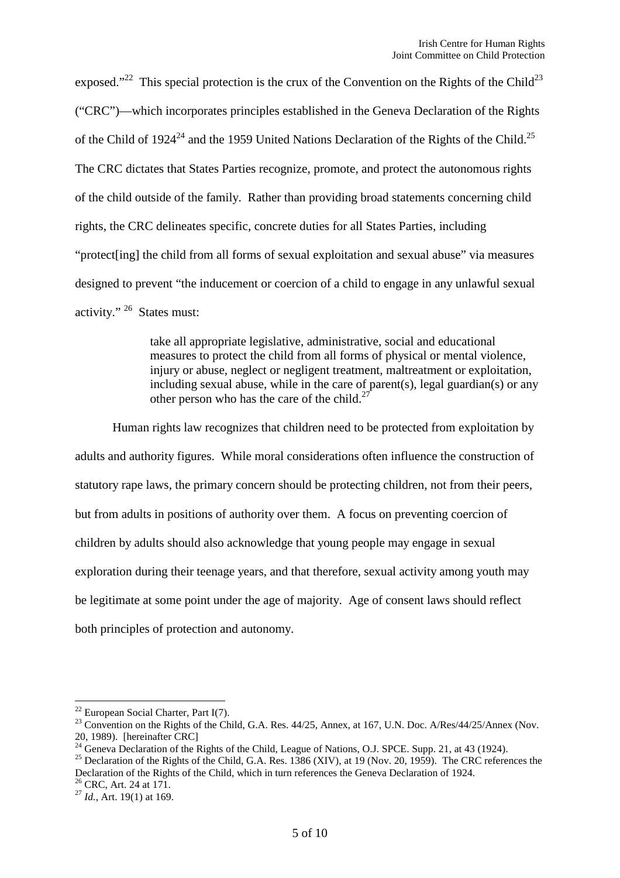exposed."[22] This special protection is the crux of the Convention on the Rights of the Child[23] ("CRC")—which incorporates principles established in the Geneva Declaration of the Rights of the Child of 1924[24] and the 1959 United Nations Declaration of the Rights of the Child.[25] The CRC dictates that States Parties recognize, promote, and protect the autonomous rights of the child outside of the family. Rather than providing broad statements concerning child rights, the CRC delineates specific, concrete duties for all States Parties, including "protect[ing] the child from all forms of sexual exploitation and sexual abuse" via measures designed to prevent "the inducement or coercion of a child to engage in any unlawful sexual activity." [26] States must:

> take all appropriate legislative, administrative, social and educational measures to protect the child from all forms of physical or mental violence, injury or abuse, neglect or negligent treatment, maltreatment or exploitation, including sexual abuse, while in the care of parent(s), legal guardian(s) or any other person who has the care of the child.[27]

Human rights law recognizes that children need to be protected from exploitation by adults and authority figures. While moral considerations often influence the construction of statutory rape laws, the primary concern should be protecting children, not from their peers, but from adults in positions of authority over them. A focus on preventing coercion of children by adults should also acknowledge that young people may engage in sexual exploration during their teenage years, and that therefore, sexual activity among youth may be legitimate at some point under the age of majority. Age of consent laws should reflect both principles of protection and autonomy.

---

[22] European Social Charter, Part I(7).

[23] Convention on the Rights of the Child, G.A. Res. 44/25, Annex, at 167, U.N. Doc. A/Res/44/25/Annex (Nov. 20, 1989). [hereinafter CRC]

[24] Geneva Declaration of the Rights of the Child, League of Nations, O.J. SPCE. Supp. 21, at 43 (1924).

[25] Declaration of the Rights of the Child, G.A. Res. 1386 (XIV), at 19 (Nov. 20, 1959). The CRC references the Declaration of the Rights of the Child, which in turn references the Geneva Declaration of 1924.

[26] CRC, Art. 24 at 171.

[27] *Id.*, Art. 19(1) at 169.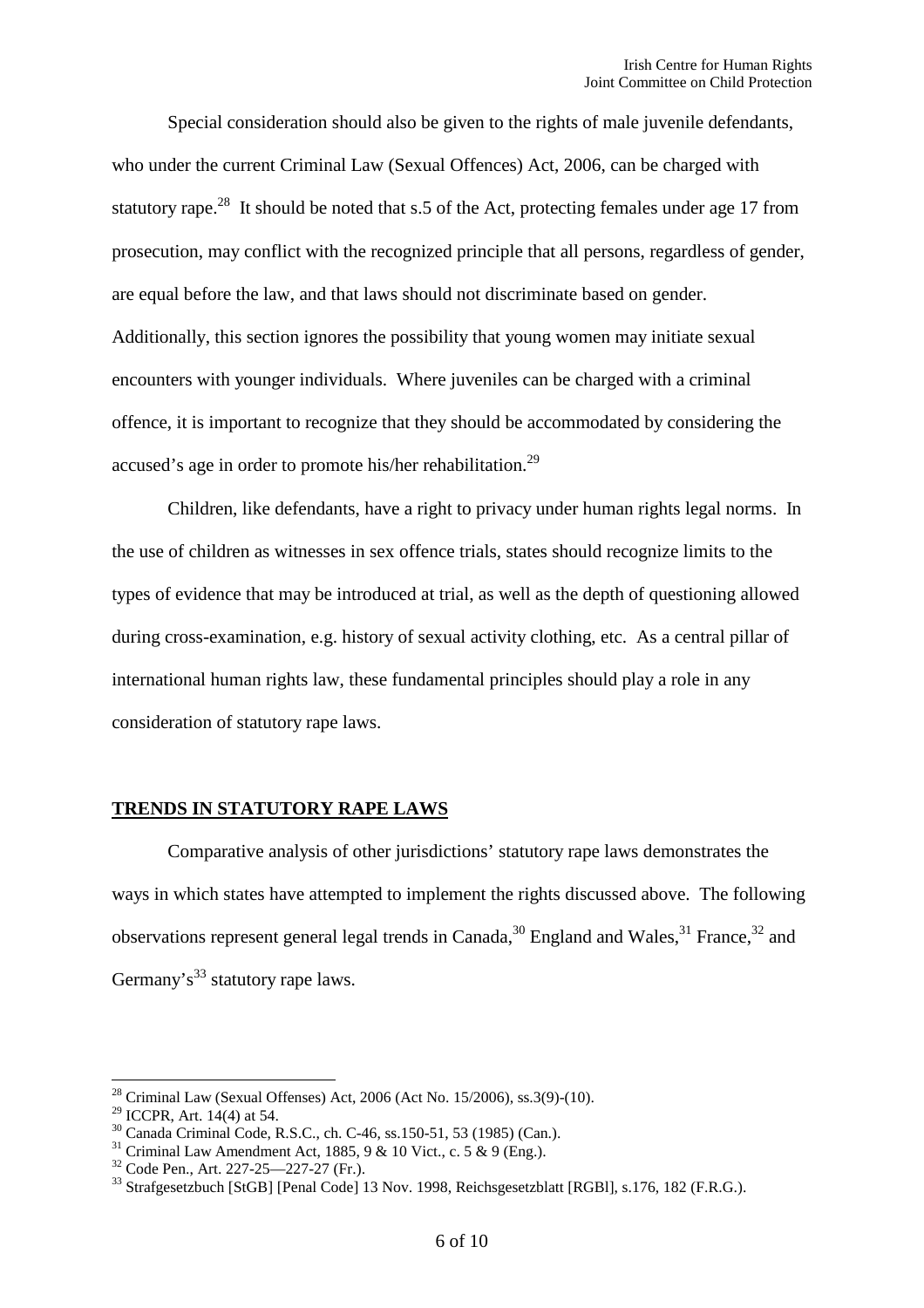Special consideration should also be given to the rights of male juvenile defendants, who under the current Criminal Law (Sexual Offences) Act, 2006, can be charged with statutory rape.[28] It should be noted that s.5 of the Act, protecting females under age 17 from prosecution, may conflict with the recognized principle that all persons, regardless of gender, are equal before the law, and that laws should not discriminate based on gender. Additionally, this section ignores the possibility that young women may initiate sexual encounters with younger individuals. Where juveniles can be charged with a criminal offence, it is important to recognize that they should be accommodated by considering the accused's age in order to promote his/her rehabilitation.[29]

Children, like defendants, have a right to privacy under human rights legal norms. In the use of children as witnesses in sex offence trials, states should recognize limits to the types of evidence that may be introduced at trial, as well as the depth of questioning allowed during cross-examination, e.g. history of sexual activity clothing, etc. As a central pillar of international human rights law, these fundamental principles should play a role in any consideration of statutory rape laws.

## TRENDS IN STATUTORY RAPE LAWS

Comparative analysis of other jurisdictions' statutory rape laws demonstrates the ways in which states have attempted to implement the rights discussed above. The following observations represent general legal trends in Canada,[30] England and Wales,[31] France,[32] and Germany's[33] statutory rape laws.

---

[28] Criminal Law (Sexual Offenses) Act, 2006 (Act No. 15/2006), ss.3(9)-(10).

[29] ICCPR, Art. 14(4) at 54.

[30] Canada Criminal Code, R.S.C., ch. C-46, ss.150-51, 53 (1985) (Can.).

[31] Criminal Law Amendment Act, 1885, 9 & 10 Vict., c. 5 & 9 (Eng.).

[32] Code Pen., Art. 227-25—227-27 (Fr.).

[33] Strafgesetzbuch [StGB] [Penal Code] 13 Nov. 1998, Reichsgesetzblatt [RGBl], s.176, 182 (F.R.G.).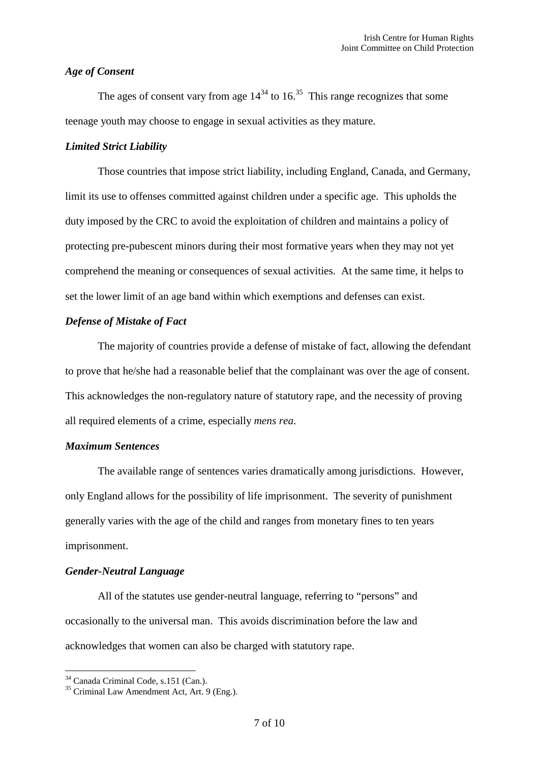### *Age of Consent*

The ages of consent vary from age 14[34] to 16.[35] This range recognizes that some teenage youth may choose to engage in sexual activities as they mature.

### *Limited Strict Liability*

Those countries that impose strict liability, including England, Canada, and Germany, limit its use to offenses committed against children under a specific age. This upholds the duty imposed by the CRC to avoid the exploitation of children and maintains a policy of protecting pre-pubescent minors during their most formative years when they may not yet comprehend the meaning or consequences of sexual activities. At the same time, it helps to set the lower limit of an age band within which exemptions and defenses can exist.

### *Defense of Mistake of Fact*

The majority of countries provide a defense of mistake of fact, allowing the defendant to prove that he/she had a reasonable belief that the complainant was over the age of consent. This acknowledges the non-regulatory nature of statutory rape, and the necessity of proving all required elements of a crime, especially *mens rea*.

### *Maximum Sentences*

The available range of sentences varies dramatically among jurisdictions. However, only England allows for the possibility of life imprisonment. The severity of punishment generally varies with the age of the child and ranges from monetary fines to ten years imprisonment.

### *Gender-Neutral Language*

All of the statutes use gender-neutral language, referring to "persons" and occasionally to the universal man. This avoids discrimination before the law and acknowledges that women can also be charged with statutory rape.

---

[34] Canada Criminal Code, s.151 (Can.).

[35] Criminal Law Amendment Act, Art. 9 (Eng.).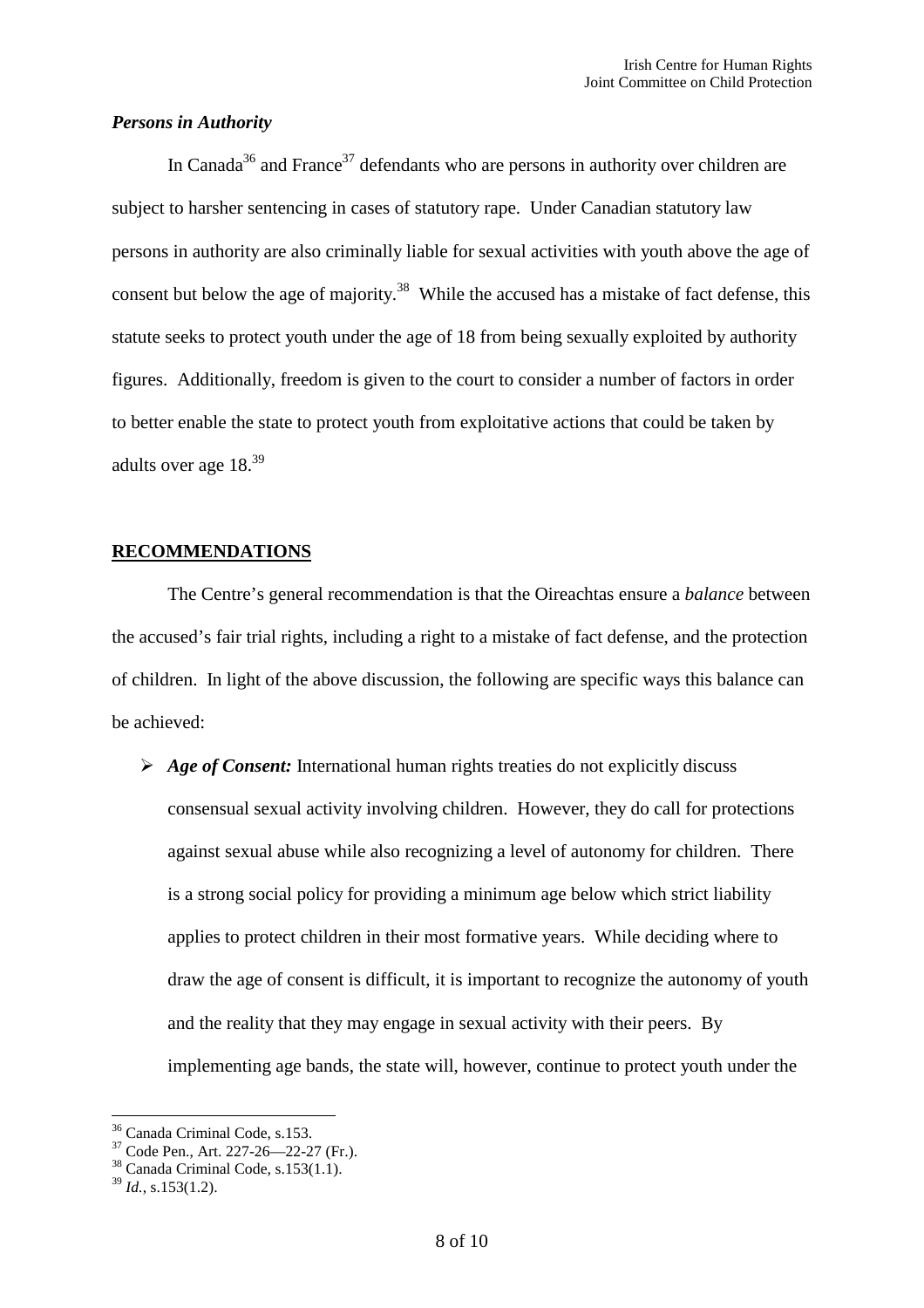### *Persons in Authority*

In Canada[36] and France[37] defendants who are persons in authority over children are subject to harsher sentencing in cases of statutory rape. Under Canadian statutory law persons in authority are also criminally liable for sexual activities with youth above the age of consent but below the age of majority.[38] While the accused has a mistake of fact defense, this statute seeks to protect youth under the age of 18 from being sexually exploited by authority figures. Additionally, freedom is given to the court to consider a number of factors in order to better enable the state to protect youth from exploitative actions that could be taken by adults over age 18.[39]

## RECOMMENDATIONS

The Centre's general recommendation is that the Oireachtas ensure a *balance* between the accused's fair trial rights, including a right to a mistake of fact defense, and the protection of children. In light of the above discussion, the following are specific ways this balance can be achieved:

- ***Age of Consent:*** International human rights treaties do not explicitly discuss consensual sexual activity involving children. However, they do call for protections against sexual abuse while also recognizing a level of autonomy for children. There is a strong social policy for providing a minimum age below which strict liability applies to protect children in their most formative years. While deciding where to draw the age of consent is difficult, it is important to recognize the autonomy of youth and the reality that they may engage in sexual activity with their peers. By implementing age bands, the state will, however, continue to protect youth under the

---

[36] Canada Criminal Code, s.153.

[37] Code Pen., Art. 227-26—22-27 (Fr.).

[38] Canada Criminal Code, s.153(1.1).

[39] *Id.*, s.153(1.2).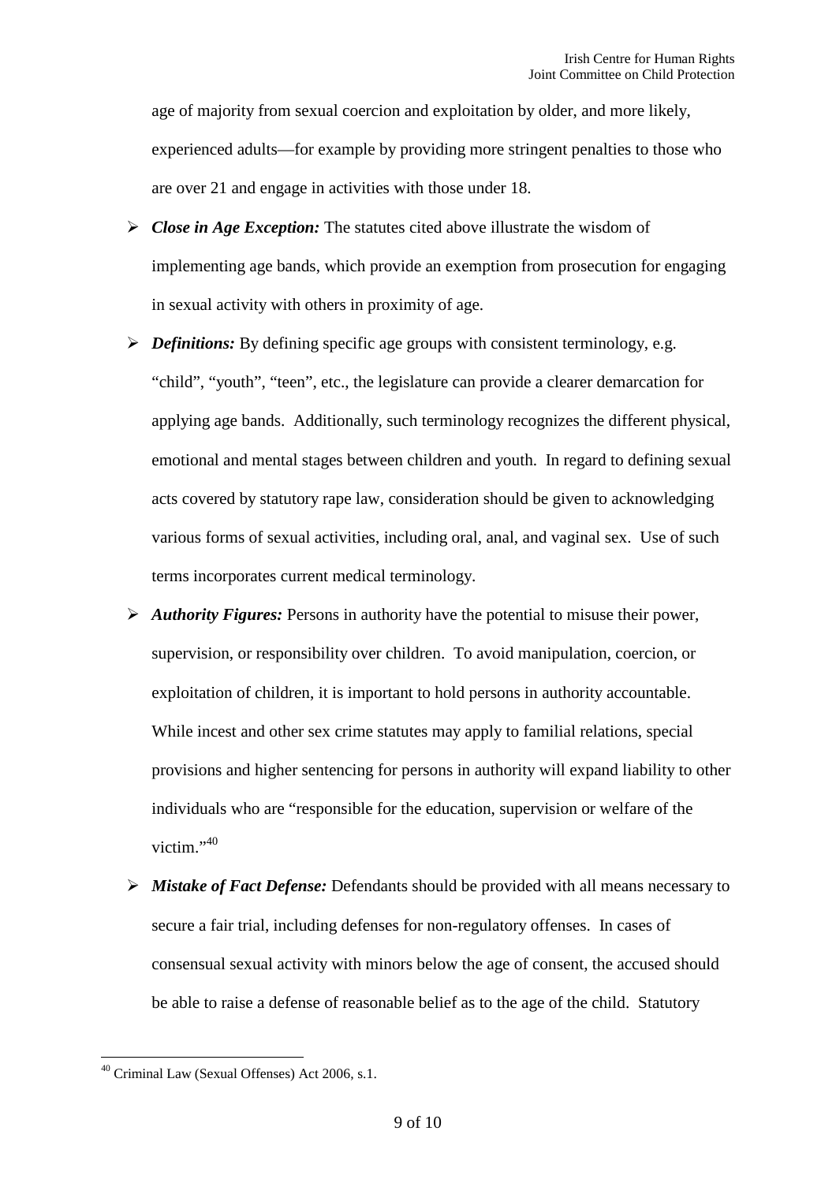age of majority from sexual coercion and exploitation by older, and more likely, experienced adults—for example by providing more stringent penalties to those who are over 21 and engage in activities with those under 18.

- ***Close in Age Exception:*** The statutes cited above illustrate the wisdom of implementing age bands, which provide an exemption from prosecution for engaging in sexual activity with others in proximity of age.
- ***Definitions:*** By defining specific age groups with consistent terminology, e.g. "child", "youth", "teen", etc., the legislature can provide a clearer demarcation for applying age bands. Additionally, such terminology recognizes the different physical, emotional and mental stages between children and youth. In regard to defining sexual acts covered by statutory rape law, consideration should be given to acknowledging various forms of sexual activities, including oral, anal, and vaginal sex. Use of such terms incorporates current medical terminology.
- ***Authority Figures:*** Persons in authority have the potential to misuse their power, supervision, or responsibility over children. To avoid manipulation, coercion, or exploitation of children, it is important to hold persons in authority accountable. While incest and other sex crime statutes may apply to familial relations, special provisions and higher sentencing for persons in authority will expand liability to other individuals who are "responsible for the education, supervision or welfare of the victim."[40]
- ***Mistake of Fact Defense:*** Defendants should be provided with all means necessary to secure a fair trial, including defenses for non-regulatory offenses. In cases of consensual sexual activity with minors below the age of consent, the accused should be able to raise a defense of reasonable belief as to the age of the child. Statutory

---

[40] Criminal Law (Sexual Offenses) Act 2006, s.1.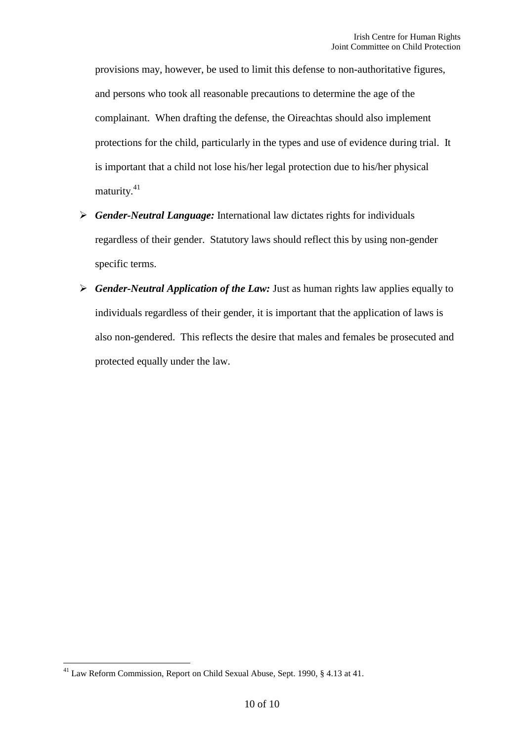provisions may, however, be used to limit this defense to non-authoritative figures, and persons who took all reasonable precautions to determine the age of the complainant. When drafting the defense, the Oireachtas should also implement protections for the child, particularly in the types and use of evidence during trial. It is important that a child not lose his/her legal protection due to his/her physical maturity.[41]

- ***Gender-Neutral Language:*** International law dictates rights for individuals regardless of their gender. Statutory laws should reflect this by using non-gender specific terms.
- ***Gender-Neutral Application of the Law:*** Just as human rights law applies equally to individuals regardless of their gender, it is important that the application of laws is also non-gendered. This reflects the desire that males and females be prosecuted and protected equally under the law.

[41] Law Reform Commission, Report on Child Sexual Abuse, Sept. 1990, § 4.13 at 41.